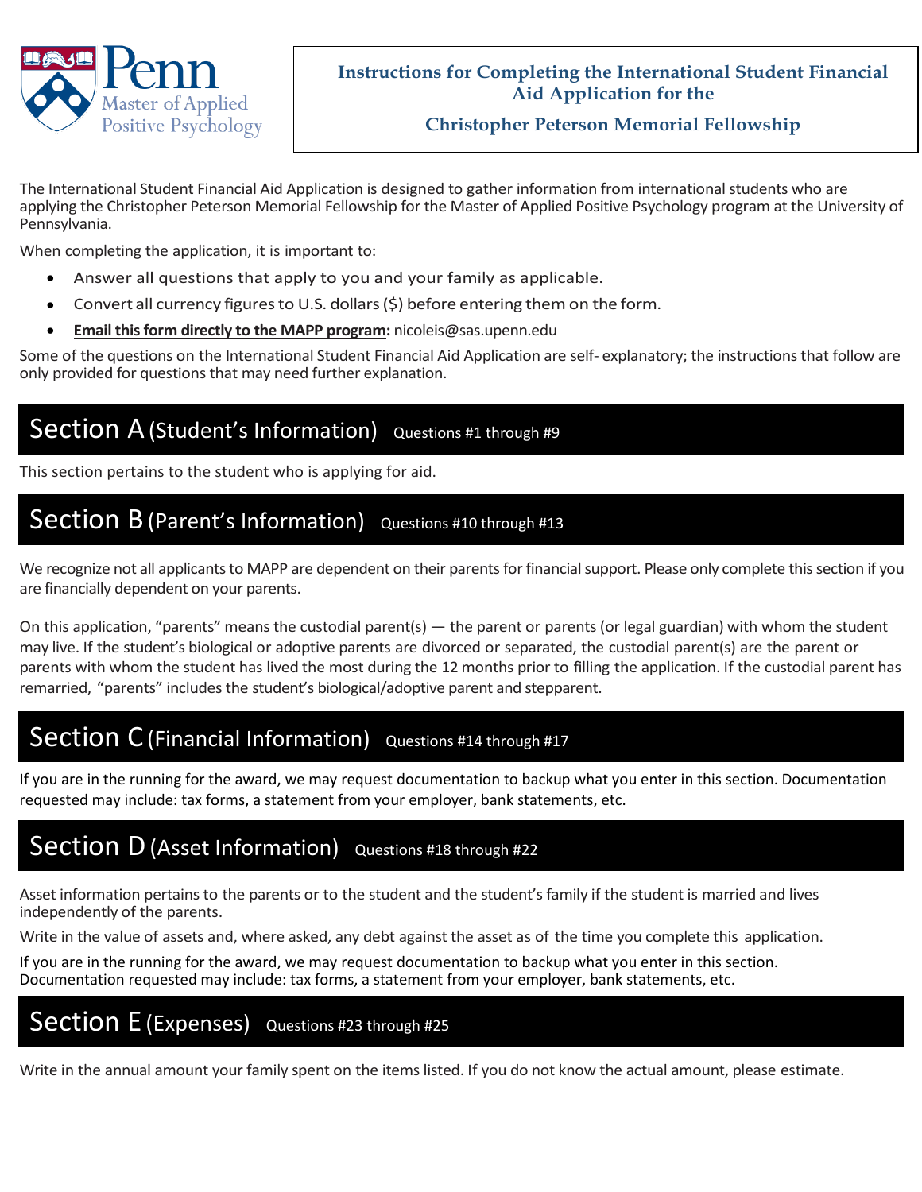Penn Master of Applied Positive Psychology

# Instructions for Completing the International Student Financial Aid Application for the

## Christopher Peterson Memorial Fellowship

The International Student Financial Aid Application is designed to gather information from international students who are applying the Christopher Peterson Memorial Fellowship for the Master of Applied Positive Psychology program at the University of Pennsylvania.

When completing the application, it is important to:

- Answer all questions that apply to you and your family as applicable.
- Convert all currency figures to U.S. dollars ($) before entering them on the form.
- **Email this form directly to the MAPP program:** nicoleis@sas.upenn.edu

Some of the questions on the International Student Financial Aid Application are self- explanatory; the instructions that follow are only provided for questions that may need further explanation.

## Section A (Student's Information) Questions #1 through #9

This section pertains to the student who is applying for aid.

## Section B (Parent's Information) Questions #10 through #13

We recognize not all applicants to MAPP are dependent on their parents for financial support. Please only complete this section if you are financially dependent on your parents.

On this application, "parents" means the custodial parent(s) — the parent or parents (or legal guardian) with whom the student may live. If the student's biological or adoptive parents are divorced or separated, the custodial parent(s) are the parent or parents with whom the student has lived the most during the 12 months prior to filling the application. If the custodial parent has remarried, "parents" includes the student's biological/adoptive parent and stepparent.

## Section C (Financial Information) Questions #14 through #17

If you are in the running for the award, we may request documentation to backup what you enter in this section. Documentation requested may include: tax forms, a statement from your employer, bank statements, etc.

## Section D (Asset Information) Questions #18 through #22

Asset information pertains to the parents or to the student and the student's family if the student is married and lives independently of the parents.

Write in the value of assets and, where asked, any debt against the asset as of the time you complete this application.

If you are in the running for the award, we may request documentation to backup what you enter in this section. Documentation requested may include: tax forms, a statement from your employer, bank statements, etc.

## Section E (Expenses) Questions #23 through #25

Write in the annual amount your family spent on the items listed. If you do not know the actual amount, please estimate.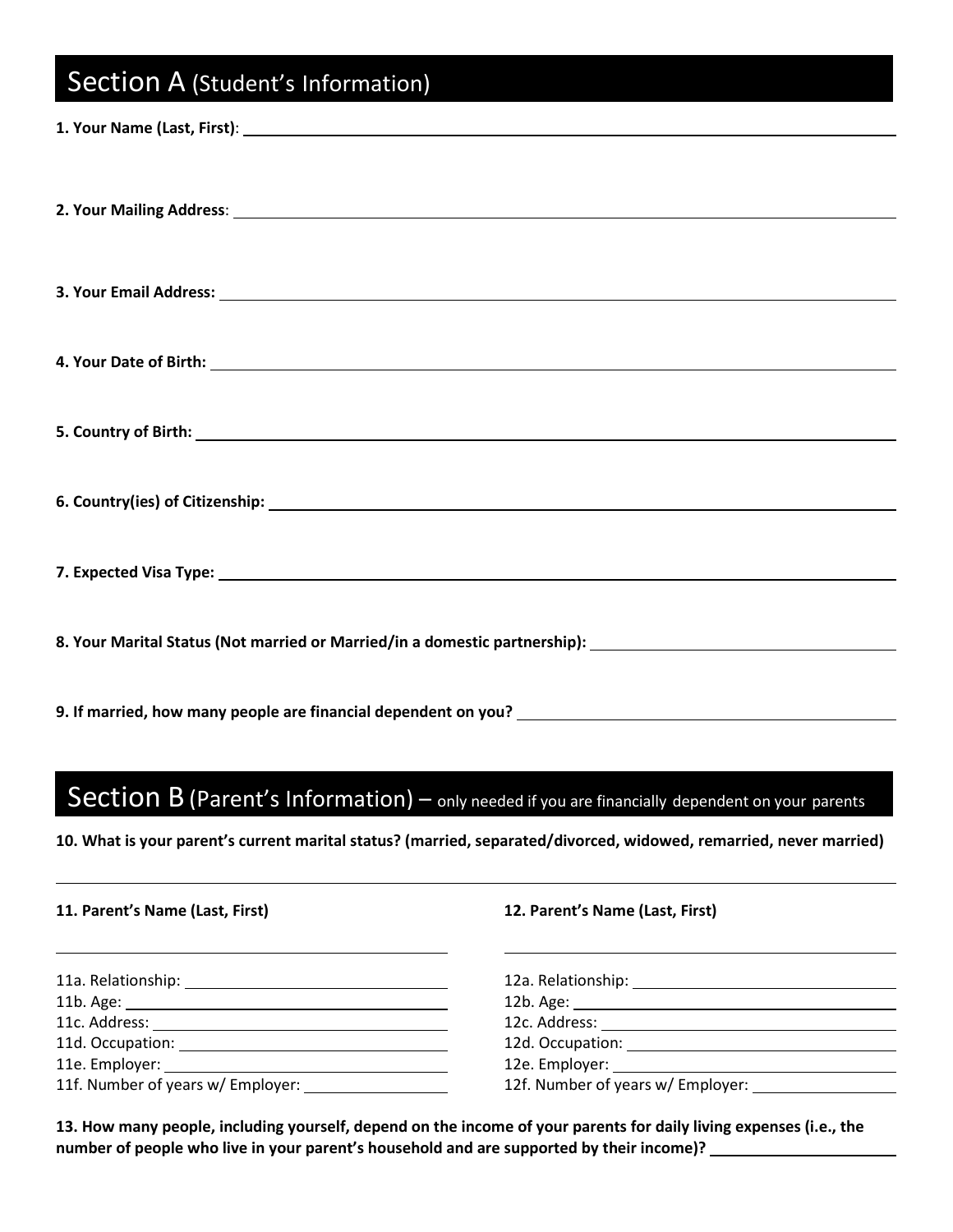## Section A (Student's Information)

**1. Your Name (Last, First)**: \_\_\_\_\_\_\_\_\_\_\_\_\_\_\_\_\_\_\_\_

**2. Your Mailing Address**: \_\_\_\_\_\_\_\_\_\_\_\_\_\_\_\_\_\_\_\_

**3. Your Email Address:** \_\_\_\_\_\_\_\_\_\_\_\_\_\_\_\_\_\_\_\_

**4. Your Date of Birth:** \_\_\_\_\_\_\_\_\_\_\_\_\_\_\_\_\_\_\_\_

**5. Country of Birth:** \_\_\_\_\_\_\_\_\_\_\_\_\_\_\_\_\_\_\_\_

**6. Country(ies) of Citizenship:** \_\_\_\_\_\_\_\_\_\_\_\_\_\_\_\_\_\_\_\_

**7. Expected Visa Type:** \_\_\_\_\_\_\_\_\_\_\_\_\_\_\_\_\_\_\_\_

**8. Your Marital Status (Not married or Married/in a domestic partnership):** \_\_\_\_\_\_\_\_\_\_\_\_\_\_\_\_\_\_\_\_

**9. If married, how many people are financial dependent on you?** \_\_\_\_\_\_\_\_\_\_\_\_\_\_\_\_\_\_\_\_

## Section B (Parent's Information) – only needed if you are financially dependent on your parents

**10. What is your parent's current marital status? (married, separated/divorced, widowed, remarried, never married)**

\_\_\_\_\_\_\_\_\_\_\_\_\_\_\_\_\_\_\_\_

**11. Parent's Name (Last, First)**

\_\_\_\_\_\_\_\_\_\_\_\_\_\_\_\_\_\_\_\_

11a. Relationship: \_\_\_\_\_\_\_\_\_\_\_\_\_\_\_\_\_\_\_\_
11b. Age: \_\_\_\_\_\_\_\_\_\_\_\_\_\_\_\_\_\_\_\_
11c. Address: \_\_\_\_\_\_\_\_\_\_\_\_\_\_\_\_\_\_\_\_
11d. Occupation: \_\_\_\_\_\_\_\_\_\_\_\_\_\_\_\_\_\_\_\_
11e. Employer: \_\_\_\_\_\_\_\_\_\_\_\_\_\_\_\_\_\_\_\_
11f. Number of years w/ Employer: \_\_\_\_\_\_\_\_\_\_\_\_\_\_\_\_\_\_\_\_

**12. Parent's Name (Last, First)**

\_\_\_\_\_\_\_\_\_\_\_\_\_\_\_\_\_\_\_\_

12a. Relationship: \_\_\_\_\_\_\_\_\_\_\_\_\_\_\_\_\_\_\_\_
12b. Age: \_\_\_\_\_\_\_\_\_\_\_\_\_\_\_\_\_\_\_\_
12c. Address: \_\_\_\_\_\_\_\_\_\_\_\_\_\_\_\_\_\_\_\_
12d. Occupation: \_\_\_\_\_\_\_\_\_\_\_\_\_\_\_\_\_\_\_\_
12e. Employer: \_\_\_\_\_\_\_\_\_\_\_\_\_\_\_\_\_\_\_\_
12f. Number of years w/ Employer: \_\_\_\_\_\_\_\_\_\_\_\_\_\_\_\_\_\_\_\_

**13. How many people, including yourself, depend on the income of your parents for daily living expenses (i.e., the number of people who live in your parent's household and are supported by their income)?** \_\_\_\_\_\_\_\_\_\_\_\_\_\_\_\_\_\_\_\_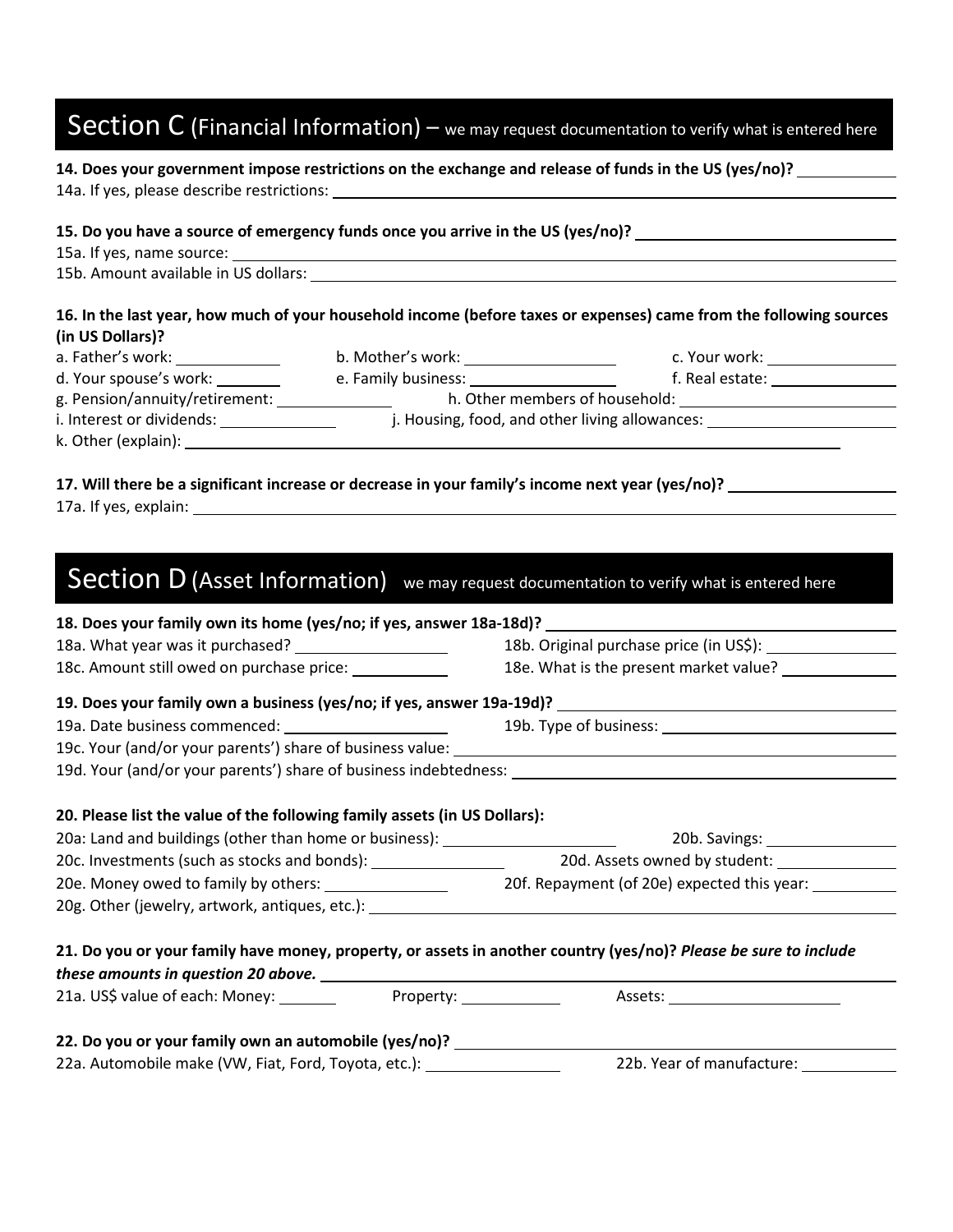## Section C (Financial Information) – we may request documentation to verify what is entered here

**14. Does your government impose restrictions on the exchange and release of funds in the US (yes/no)?** ___________

14a. If yes, please describe restrictions: ___________

**15. Do you have a source of emergency funds once you arrive in the US (yes/no)?** ___________

15a. If yes, name source: ___________

15b. Amount available in US dollars: ___________

**16. In the last year, how much of your household income (before taxes or expenses) came from the following sources (in US Dollars)?**

a. Father's work: ___________
b. Mother's work: ___________
c. Your work: ___________
d. Your spouse's work: ___________
e. Family business: ___________
f. Real estate: ___________
g. Pension/annuity/retirement: ___________
h. Other members of household: ___________
i. Interest or dividends: ___________
j. Housing, food, and other living allowances: ___________
k. Other (explain): ___________

**17. Will there be a significant increase or decrease in your family's income next year (yes/no)?** ___________

17a. If yes, explain: ___________

## Section D (Asset Information) we may request documentation to verify what is entered here

**18. Does your family own its home (yes/no; if yes, answer 18a-18d)?** ___________

18a. What year was it purchased? ___________
18b. Original purchase price (in US$): ___________
18c. Amount still owed on purchase price: ___________
18e. What is the present market value? ___________

**19. Does your family own a business (yes/no; if yes, answer 19a-19d)?** ___________

19a. Date business commenced: ___________
19b. Type of business: ___________
19c. Your (and/or your parents') share of business value: ___________
19d. Your (and/or your parents') share of business indebtedness: ___________

**20. Please list the value of the following family assets (in US Dollars):**

20a: Land and buildings (other than home or business): ___________
20b. Savings: ___________
20c. Investments (such as stocks and bonds): ___________
20d. Assets owned by student: ___________
20e. Money owed to family by others: ___________
20f. Repayment (of 20e) expected this year: ___________
20g. Other (jewelry, artwork, antiques, etc.): ___________

**21. Do you or your family have money, property, or assets in another country (yes/no)?** ***Please be sure to include these amounts in question 20 above.*** ___________

21a. US$ value of each: Money: ___________ Property: ___________ Assets: ___________

**22. Do you or your family own an automobile (yes/no)?** ___________

22a. Automobile make (VW, Fiat, Ford, Toyota, etc.): ___________
22b. Year of manufacture: ___________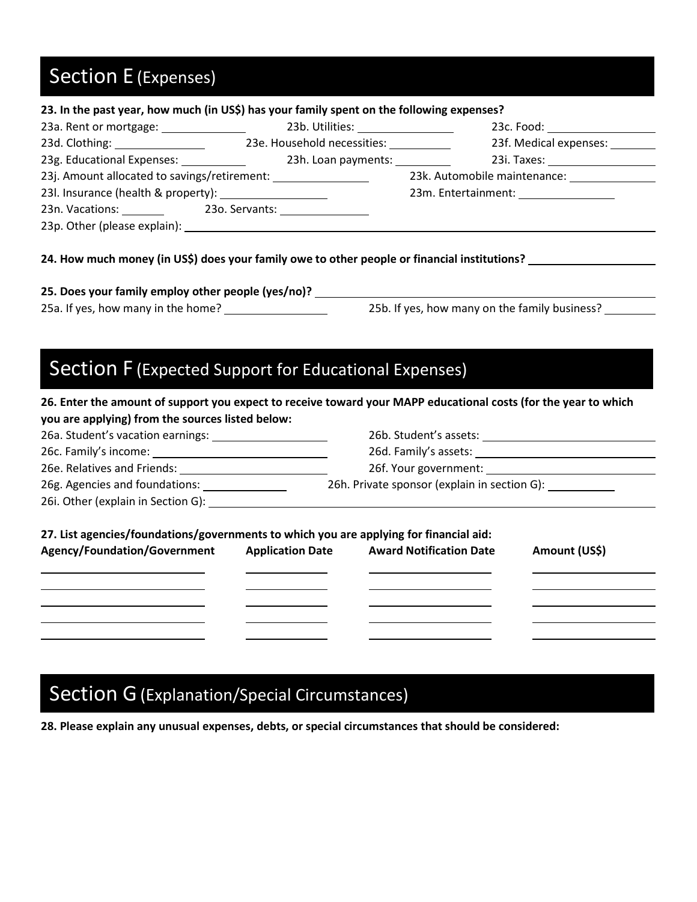## Section E (Expenses)

**23. In the past year, how much (in US$) has your family spent on the following expenses?**

23a. Rent or mortgage: ______________ 23b. Utilities: ________________ 23c. Food: __________________

23d. Clothing: _______________ 23e. Household necessities: __________ 23f. Medical expenses: ________

23g. Educational Expenses: ___________ 23h. Loan payments: _________ 23i. Taxes: __________________

23j. Amount allocated to savings/retirement: ________________ 23k. Automobile maintenance: _______________

23l. Insurance (health & property): __________________ 23m. Entertainment: ________________

23n. Vacations: ________ 23o. Servants: _______________

23p. Other (please explain): ________________________________________________________________

**24. How much money (in US$) does your family owe to other people or financial institutions?** ____________________

**25. Does your family employ other people (yes/no)?** ______________________________________________

25a. If yes, how many in the home? _________________ 25b. If yes, how many on the family business? _________

## Section F (Expected Support for Educational Expenses)

**26. Enter the amount of support you expect to receive toward your MAPP educational costs (for the year to which you are applying) from the sources listed below:**

26a. Student's vacation earnings: ___________________ 26b. Student's assets: ___________________________

26c. Family's income: ___________________________ 26d. Family's assets: ____________________________

26e. Relatives and Friends: _______________________ 26f. Your government: ___________________________

26g. Agencies and foundations: ______________ 26h. Private sponsor (explain in section G): ___________

26i. Other (explain in Section G): ___________________________________________________________

**27. List agencies/foundations/governments to which you are applying for financial aid:**

| Agency/Foundation/Government | Application Date | Award Notification Date | Amount (US$) |
|---|---|---|---|
| | | | |
| | | | |
| | | | |
| | | | |
| | | | |

## Section G (Explanation/Special Circumstances)

**28. Please explain any unusual expenses, debts, or special circumstances that should be considered:**